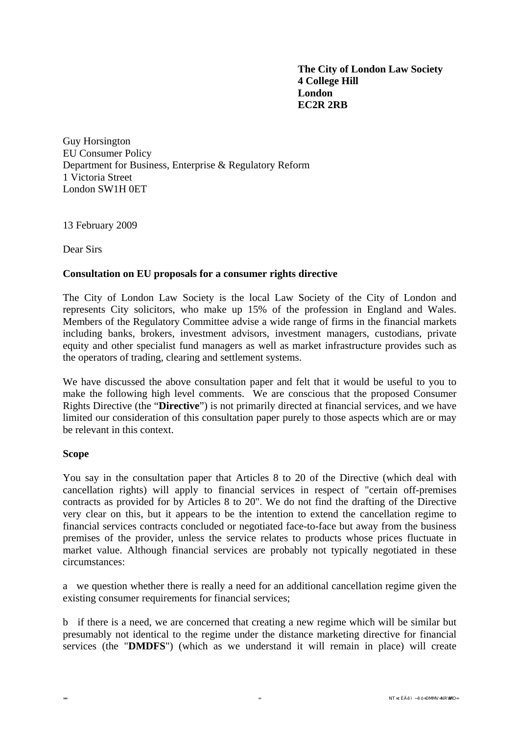**The City of London Law Society**
**4 College Hill**
**London**
**EC2R 2RB**

Guy Horsington
EU Consumer Policy
Department for Business, Enterprise & Regulatory Reform
1 Victoria Street
London SW1H 0ET

13 February 2009

Dear Sirs

**Consultation on EU proposals for a consumer rights directive**

The City of London Law Society is the local Law Society of the City of London and represents City solicitors, who make up 15% of the profession in England and Wales. Members of the Regulatory Committee advise a wide range of firms in the financial markets including banks, brokers, investment advisors, investment managers, custodians, private equity and other specialist fund managers as well as market infrastructure provides such as the operators of trading, clearing and settlement systems.

We have discussed the above consultation paper and felt that it would be useful to you to make the following high level comments. We are conscious that the proposed Consumer Rights Directive (the "**Directive**") is not primarily directed at financial services, and we have limited our consideration of this consultation paper purely to those aspects which are or may be relevant in this context.

**Scope**

You say in the consultation paper that Articles 8 to 20 of the Directive (which deal with cancellation rights) will apply to financial services in respect of "certain off-premises contracts as provided for by Articles 8 to 20". We do not find the drafting of the Directive very clear on this, but it appears to be the intention to extend the cancellation regime to financial services contracts concluded or negotiated face-to-face but away from the business premises of the provider, unless the service relates to products whose prices fluctuate in market value. Although financial services are probably not typically negotiated in these circumstances:

a we question whether there is really a need for an additional cancellation regime given the existing consumer requirements for financial services;

b if there is a need, we are concerned that creating a new regime which will be similar but presumably not identical to the regime under the distance marketing directive for financial services (the "**DMDFS**") (which as we understand it will remain in place) will create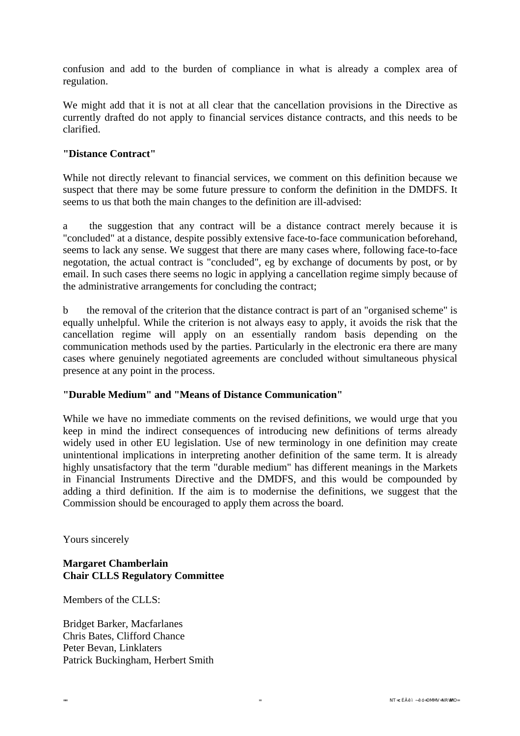confusion and add to the burden of compliance in what is already a complex area of regulation.

We might add that it is not at all clear that the cancellation provisions in the Directive as currently drafted do not apply to financial services distance contracts, and this needs to be clarified.

**"Distance Contract"**

While not directly relevant to financial services, we comment on this definition because we suspect that there may be some future pressure to conform the definition in the DMDFS. It seems to us that both the main changes to the definition are ill-advised:

a the suggestion that any contract will be a distance contract merely because it is "concluded" at a distance, despite possibly extensive face-to-face communication beforehand, seems to lack any sense. We suggest that there are many cases where, following face-to-face negotation, the actual contract is "concluded", eg by exchange of documents by post, or by email. In such cases there seems no logic in applying a cancellation regime simply because of the administrative arrangements for concluding the contract;

b the removal of the criterion that the distance contract is part of an "organised scheme" is equally unhelpful. While the criterion is not always easy to apply, it avoids the risk that the cancellation regime will apply on an essentially random basis depending on the communication methods used by the parties. Particularly in the electronic era there are many cases where genuinely negotiated agreements are concluded without simultaneous physical presence at any point in the process.

**"Durable Medium" and "Means of Distance Communication"**

While we have no immediate comments on the revised definitions, we would urge that you keep in mind the indirect consequences of introducing new definitions of terms already widely used in other EU legislation. Use of new terminology in one definition may create unintentional implications in interpreting another definition of the same term. It is already highly unsatisfactory that the term "durable medium" has different meanings in the Markets in Financial Instruments Directive and the DMDFS, and this would be compounded by adding a third definition. If the aim is to modernise the definitions, we suggest that the Commission should be encouraged to apply them across the board.

Yours sincerely

**Margaret Chamberlain**
**Chair CLLS Regulatory Committee**

Members of the CLLS:

Bridget Barker, Macfarlanes
Chris Bates, Clifford Chance
Peter Bevan, Linklaters
Patrick Buckingham, Herbert Smith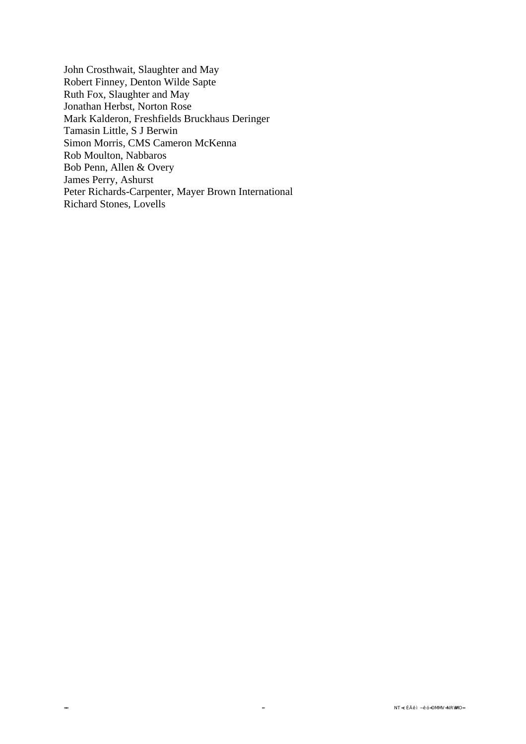John Crosthwait, Slaughter and May
Robert Finney, Denton Wilde Sapte
Ruth Fox, Slaughter and May
Jonathan Herbst, Norton Rose
Mark Kalderon, Freshfields Bruckhaus Deringer
Tamasin Little, S J Berwin
Simon Morris, CMS Cameron McKenna
Rob Moulton, Nabbaros
Bob Penn, Allen & Overy
James Perry, Ashurst
Peter Richards-Carpenter, Mayer Brown International
Richard Stones, Lovells